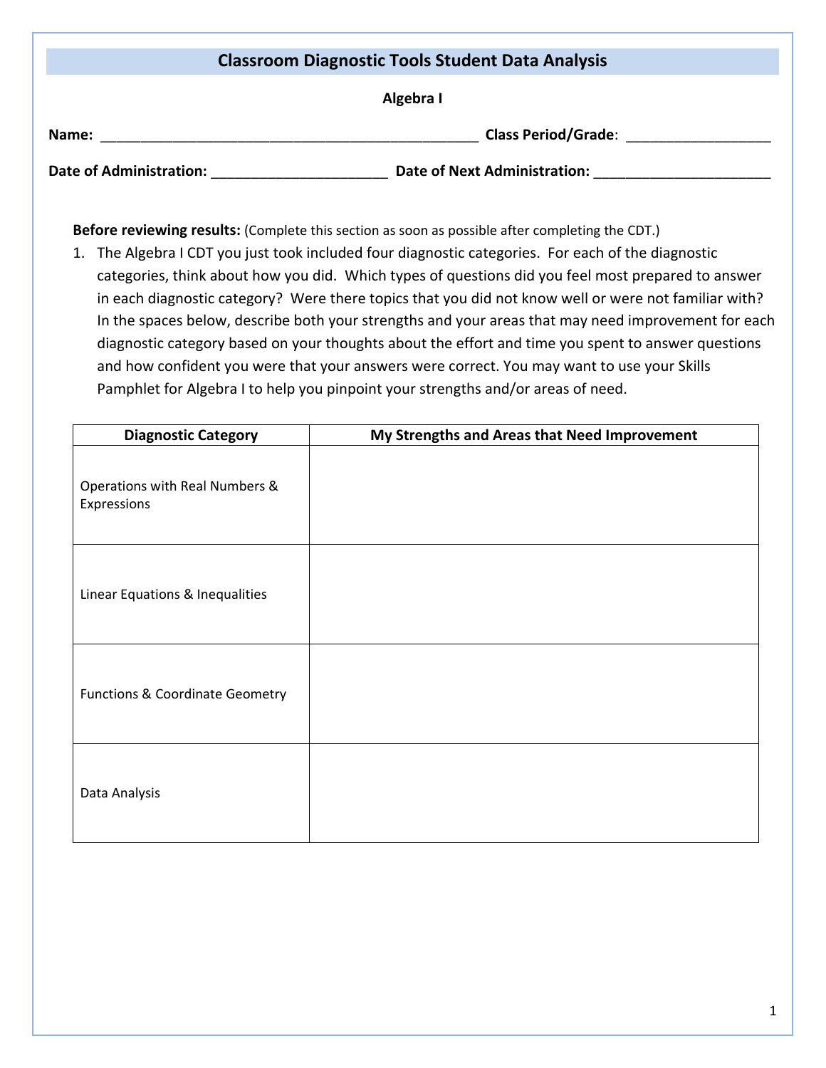# Classroom Diagnostic Tools Student Data Analysis

**Algebra I**

**Name:** ______________________________________________ **Class Period/Grade**: _________________

**Date of Administration:** _____________________ **Date of Next Administration:** _____________________

**Before reviewing results:** (Complete this section as soon as possible after completing the CDT.)

1. The Algebra I CDT you just took included four diagnostic categories. For each of the diagnostic categories, think about how you did. Which types of questions did you feel most prepared to answer in each diagnostic category? Were there topics that you did not know well or were not familiar with? In the spaces below, describe both your strengths and your areas that may need improvement for each diagnostic category based on your thoughts about the effort and time you spent to answer questions and how confident you were that your answers were correct. You may want to use your Skills Pamphlet for Algebra I to help you pinpoint your strengths and/or areas of need.

| Diagnostic Category | My Strengths and Areas that Need Improvement |
|---|---|
| Operations with Real Numbers & Expressions | |
| Linear Equations & Inequalities | |
| Functions & Coordinate Geometry | |
| Data Analysis | |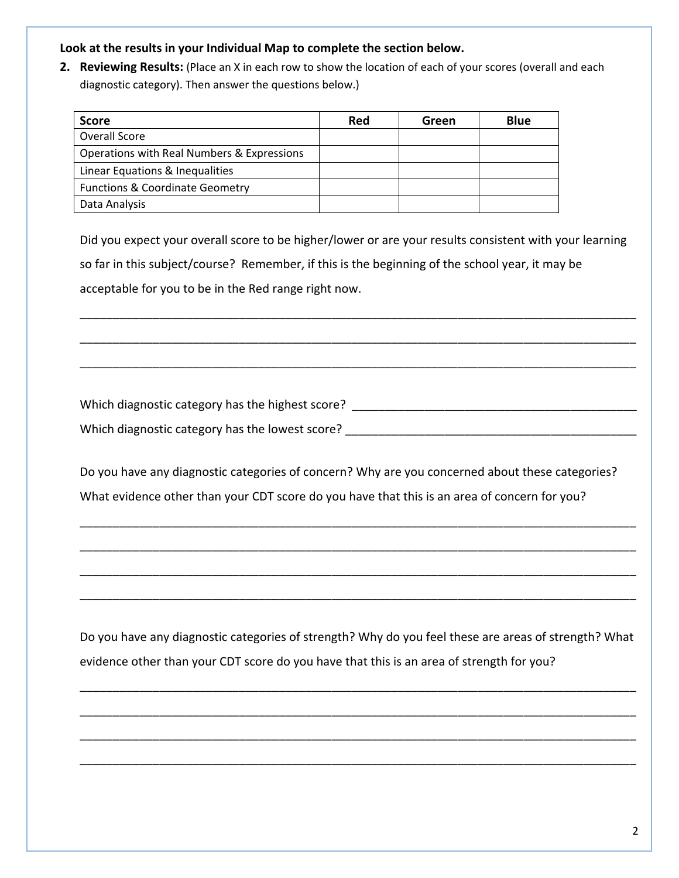**Look at the results in your Individual Map to complete the section below.**

2. **Reviewing Results:** (Place an X in each row to show the location of each of your scores (overall and each diagnostic category). Then answer the questions below.)

| Score | Red | Green | Blue |
|---|---|---|---|
| Overall Score | | | |
| Operations with Real Numbers & Expressions | | | |
| Linear Equations & Inequalities | | | |
| Functions & Coordinate Geometry | | | |
| Data Analysis | | | |

Did you expect your overall score to be higher/lower or are your results consistent with your learning so far in this subject/course? Remember, if this is the beginning of the school year, it may be acceptable for you to be in the Red range right now.

______________________________________________________________________________

______________________________________________________________________________

______________________________________________________________________________

Which diagnostic category has the highest score? ___________________________________________

Which diagnostic category has the lowest score? ____________________________________________

Do you have any diagnostic categories of concern? Why are you concerned about these categories? What evidence other than your CDT score do you have that this is an area of concern for you?

______________________________________________________________________________

______________________________________________________________________________

______________________________________________________________________________

______________________________________________________________________________

Do you have any diagnostic categories of strength? Why do you feel these are areas of strength? What evidence other than your CDT score do you have that this is an area of strength for you?

______________________________________________________________________________

______________________________________________________________________________

______________________________________________________________________________

______________________________________________________________________________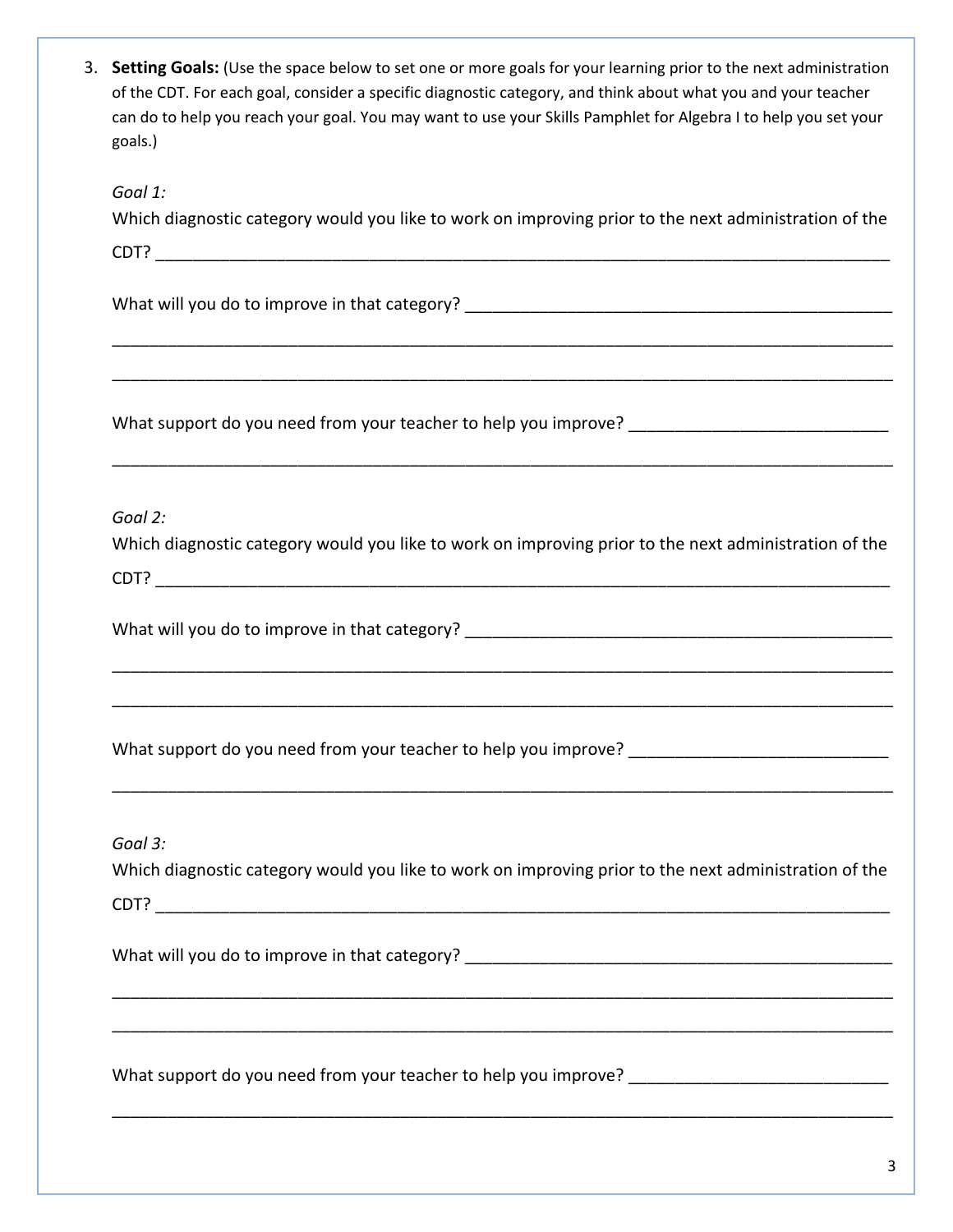3. **Setting Goals:** (Use the space below to set one or more goals for your learning prior to the next administration of the CDT. For each goal, consider a specific diagnostic category, and think about what you and your teacher can do to help you reach your goal. You may want to use your Skills Pamphlet for Algebra I to help you set your goals.)

   *Goal 1:*

   Which diagnostic category would you like to work on improving prior to the next administration of the CDT? ____________________________________________________________________________

   What will you do to improve in that category? ____________________________________________

   ____________________________________________________________________________________

   ____________________________________________________________________________________

   What support do you need from your teacher to help you improve? ___________________________

   ____________________________________________________________________________________

   *Goal 2:*

   Which diagnostic category would you like to work on improving prior to the next administration of the CDT? ____________________________________________________________________________

   What will you do to improve in that category? ____________________________________________

   ____________________________________________________________________________________

   ____________________________________________________________________________________

   What support do you need from your teacher to help you improve? ___________________________

   ____________________________________________________________________________________

   *Goal 3:*

   Which diagnostic category would you like to work on improving prior to the next administration of the CDT? ____________________________________________________________________________

   What will you do to improve in that category? ____________________________________________

   ____________________________________________________________________________________

   ____________________________________________________________________________________

   What support do you need from your teacher to help you improve? ___________________________

   ____________________________________________________________________________________